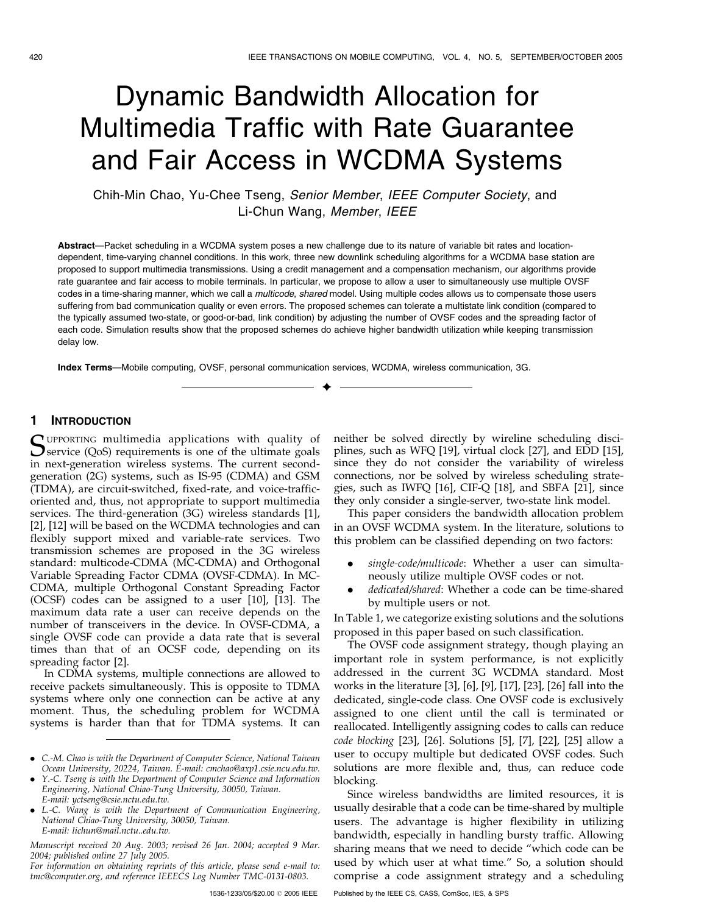# Dynamic Bandwidth Allocation for Multimedia Traffic with Rate Guarantee and Fair Access in WCDMA Systems

Chih-Min Chao, Yu-Chee Tseng, *Senior Member*, *IEEE Computer Society*, and Li-Chun Wang, *Member*, *IEEE*

**Abstract**—Packet scheduling in a WCDMA system poses a new challenge due to its nature of variable bit rates and location-dependent, time-varying channel conditions. In this work, three new downlink scheduling algorithms for a WCDMA base station are proposed to support multimedia transmissions. Using a credit management and a compensation mechanism, our algorithms provide rate guarantee and fair access to mobile terminals. In particular, we propose to allow a user to simultaneously use multiple OVSF codes in a time-sharing manner, which we call a *multicode*, *shared* model. Using multiple codes allows us to compensate those users suffering from bad communication quality or even errors. The proposed schemes can tolerate a multistate link condition (compared to the typically assumed two-state, or good-or-bad, link condition) by adjusting the number of OVSF codes and the spreading factor of each code. Simulation results show that the proposed schemes do achieve higher bandwidth utilization while keeping transmission delay low.

**Index Terms**—Mobile computing, OVSF, personal communication services, WCDMA, wireless communication, 3G.

## 1 Introduction

Supporting multimedia applications with quality of service (QoS) requirements is one of the ultimate goals in next-generation wireless systems. The current second-generation (2G) systems, such as IS-95 (CDMA) and GSM (TDMA), are circuit-switched, fixed-rate, and voice-traffic-oriented and, thus, not appropriate to support multimedia services. The third-generation (3G) wireless standards [1], [2], [12] will be based on the WCDMA technologies and can flexibly support mixed and variable-rate services. Two transmission schemes are proposed in the 3G wireless standard: multicode-CDMA (MC-CDMA) and Orthogonal Variable Spreading Factor CDMA (OVSF-CDMA). In MC-CDMA, multiple Orthogonal Constant Spreading Factor (OCSF) codes can be assigned to a user [10], [13]. The maximum data rate a user can receive depends on the number of transceivers in the device. In OVSF-CDMA, a single OVSF code can provide a data rate that is several times than that of an OCSF code, depending on its spreading factor [2].

In CDMA systems, multiple connections are allowed to receive packets simultaneously. This is opposite to TDMA systems where only one connection can be active at any moment. Thus, the scheduling problem for WCDMA systems is harder than that for TDMA systems. It can neither be solved directly by wireline scheduling disciplines, such as WFQ [19], virtual clock [27], and EDD [15], since they do not consider the variability of wireless connections, nor be solved by wireless scheduling strategies, such as IWFQ [16], CIF-Q [18], and SBFA [21], since they only consider a single-server, two-state link model.

This paper considers the bandwidth allocation problem in an OVSF WCDMA system. In the literature, solutions to this problem can be classified depending on two factors:

- *single-code/multicode*: Whether a user can simultaneously utilize multiple OVSF codes or not.
- *dedicated/shared*: Whether a code can be time-shared by multiple users or not.

In Table 1, we categorize existing solutions and the solutions proposed in this paper based on such classification.

The OVSF code assignment strategy, though playing an important role in system performance, is not explicitly addressed in the current 3G WCDMA standard. Most works in the literature [3], [6], [9], [17], [23], [26] fall into the dedicated, single-code class. One OVSF code is exclusively assigned to one client until the call is terminated or reallocated. Intelligently assigning codes to calls can reduce *code blocking* [23], [26]. Solutions [5], [7], [22], [25] allow a user to occupy multiple but dedicated OVSF codes. Such solutions are more flexible and, thus, can reduce code blocking.

Since wireless bandwidths are limited resources, it is usually desirable that a code can be time-shared by multiple users. The advantage is higher flexibility in utilizing bandwidth, especially in handling bursty traffic. Allowing sharing means that we need to decide "which code can be used by which user at what time." So, a solution should comprise a code assignment strategy and a scheduling

- C.-M. Chao is with the Department of Computer Science, National Taiwan Ocean University, 20224, Taiwan. E-mail: cmchao@axp1.csie.ncu.edu.tw.
- Y.-C. Tseng is with the Department of Computer Science and Information Engineering, National Chiao-Tung University, 30050, Taiwan. E-mail: yctseng@csie.nctu.edu.tw.
- L.-C. Wang is with the Department of Communication Engineering, National Chiao-Tung University, 30050, Taiwan. E-mail: lichun@mail.nctu..edu.tw.

Manuscript received 20 Aug. 2003; revised 26 Jan. 2004; accepted 9 Mar. 2004; published online 27 July 2005.

For information on obtaining reprints of this article, please send e-mail to: tmc@computer.org, and reference IEEECS Log Number TMC-0131-0803.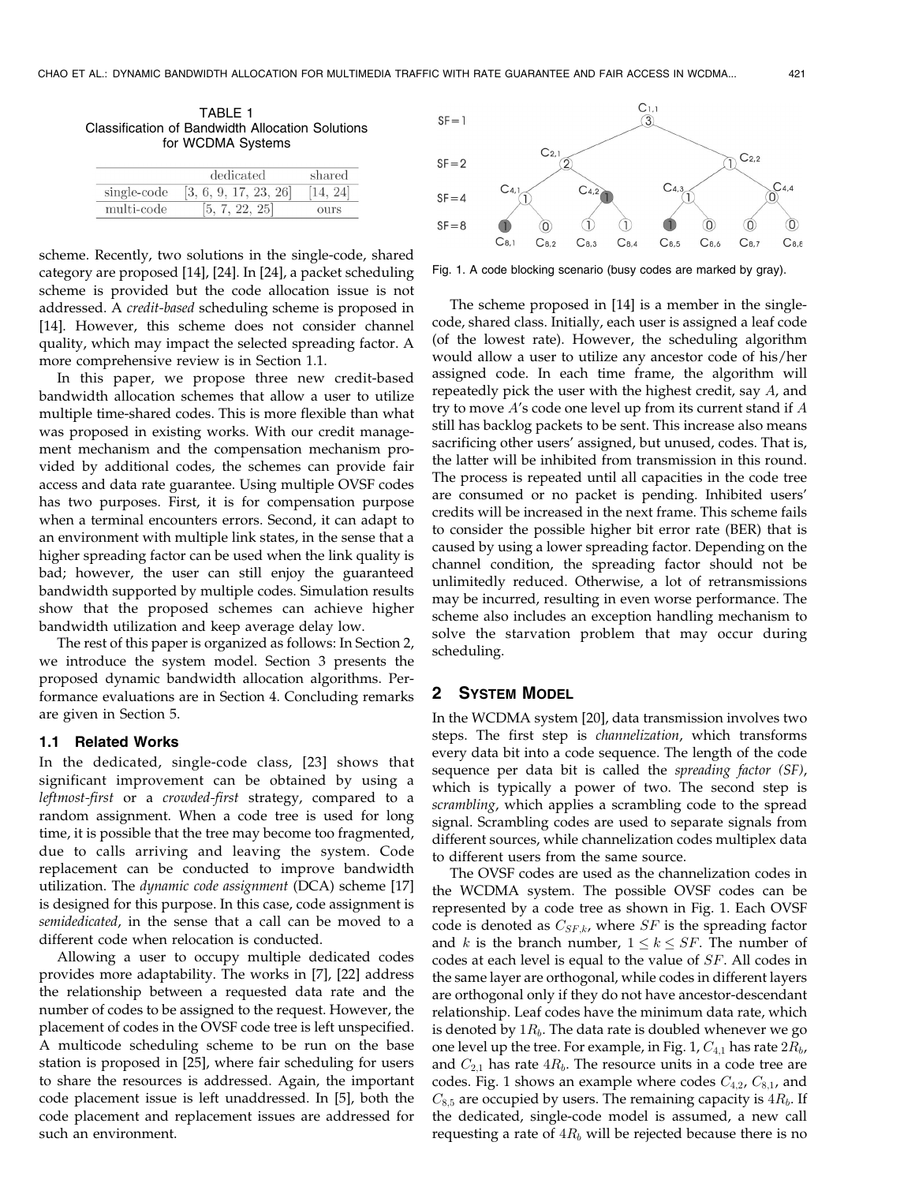TABLE 1
Classification of Bandwidth Allocation Solutions for WCDMA Systems

| | dedicated | shared |
|---|---|---|
| single-code | [3, 6, 9, 17, 23, 26] | [14, 24] |
| multi-code | [5, 7, 22, 25] | ours |

scheme. Recently, two solutions in the single-code, shared category are proposed [14], [24]. In [24], a packet scheduling scheme is provided but the code allocation issue is not addressed. A *credit-based* scheduling scheme is proposed in [14]. However, this scheme does not consider channel quality, which may impact the selected spreading factor. A more comprehensive review is in Section 1.1.

In this paper, we propose three new credit-based bandwidth allocation schemes that allow a user to utilize multiple time-shared codes. This is more flexible than what was proposed in existing works. With our credit management mechanism and the compensation mechanism provided by additional codes, the schemes can provide fair access and data rate guarantee. Using multiple OVSF codes has two purposes. First, it is for compensation purpose when a terminal encounters errors. Second, it can adapt to an environment with multiple link states, in the sense that a higher spreading factor can be used when the link quality is bad; however, the user can still enjoy the guaranteed bandwidth supported by multiple codes. Simulation results show that the proposed schemes can achieve higher bandwidth utilization and keep average delay low.

The rest of this paper is organized as follows: In Section 2, we introduce the system model. Section 3 presents the proposed dynamic bandwidth allocation algorithms. Performance evaluations are in Section 4. Concluding remarks are given in Section 5.

### 1.1 Related Works

In the dedicated, single-code class, [23] shows that significant improvement can be obtained by using a *leftmost-first* or a *crowded-first* strategy, compared to a random assignment. When a code tree is used for long time, it is possible that the tree may become too fragmented, due to calls arriving and leaving the system. Code replacement can be conducted to improve bandwidth utilization. The *dynamic code assignment* (DCA) scheme [17] is designed for this purpose. In this case, code assignment is *semidedicated*, in the sense that a call can be moved to a different code when relocation is conducted.

Allowing a user to occupy multiple dedicated codes provides more adaptability. The works in [7], [22] address the relationship between a requested data rate and the number of codes to be assigned to the request. However, the placement of codes in the OVSF code tree is left unspecified. A multicode scheduling scheme to be run on the base station is proposed in [25], where fair scheduling for users to share the resources is addressed. Again, the important code placement issue is left unaddressed. In [5], both the code placement and replacement issues are addressed for such an environment.

Fig. 1. A code blocking scenario (busy codes are marked by gray).

The scheme proposed in [14] is a member in the single-code, shared class. Initially, each user is assigned a leaf code (of the lowest rate). However, the scheduling algorithm would allow a user to utilize any ancestor code of his/her assigned code. In each time frame, the algorithm will repeatedly pick the user with the highest credit, say $A$, and try to move $A$'s code one level up from its current stand if $A$ still has backlog packets to be sent. This increase also means sacrificing other users' assigned, but unused, codes. That is, the latter will be inhibited from transmission in this round. The process is repeated until all capacities in the code tree are consumed or no packet is pending. Inhibited users' credits will be increased in the next frame. This scheme fails to consider the possible higher bit error rate (BER) that is caused by using a lower spreading factor. Depending on the channel condition, the spreading factor should not be unlimitedly reduced. Otherwise, a lot of retransmissions may be incurred, resulting in even worse performance. The scheme also includes an exception handling mechanism to solve the starvation problem that may occur during scheduling.

## 2 System Model

In the WCDMA system [20], data transmission involves two steps. The first step is *channelization*, which transforms every data bit into a code sequence. The length of the code sequence per data bit is called the *spreading factor (SF)*, which is typically a power of two. The second step is *scrambling*, which applies a scrambling code to the spread signal. Scrambling codes are used to separate signals from different sources, while channelization codes multiplex data to different users from the same source.

The OVSF codes are used as the channelization codes in the WCDMA system. The possible OVSF codes can be represented by a code tree as shown in Fig. 1. Each OVSF code is denoted as $C_{SF,k}$, where $SF$ is the spreading factor and $k$ is the branch number, $1 \leq k \leq SF$. The number of codes at each level is equal to the value of $SF$. All codes in the same layer are orthogonal, while codes in different layers are orthogonal only if they do not have ancestor-descendant relationship. Leaf codes have the minimum data rate, which is denoted by $1R_b$. The data rate is doubled whenever we go one level up the tree. For example, in Fig. 1, $C_{4,1}$ has rate $2R_b$, and $C_{2,1}$ has rate $4R_b$. The resource units in a code tree are codes. Fig. 1 shows an example where codes $C_{4,2}$, $C_{8,1}$, and $C_{8,5}$ are occupied by users. The remaining capacity is $4R_b$. If the dedicated, single-code model is assumed, a new call requesting a rate of $4R_b$ will be rejected because there is no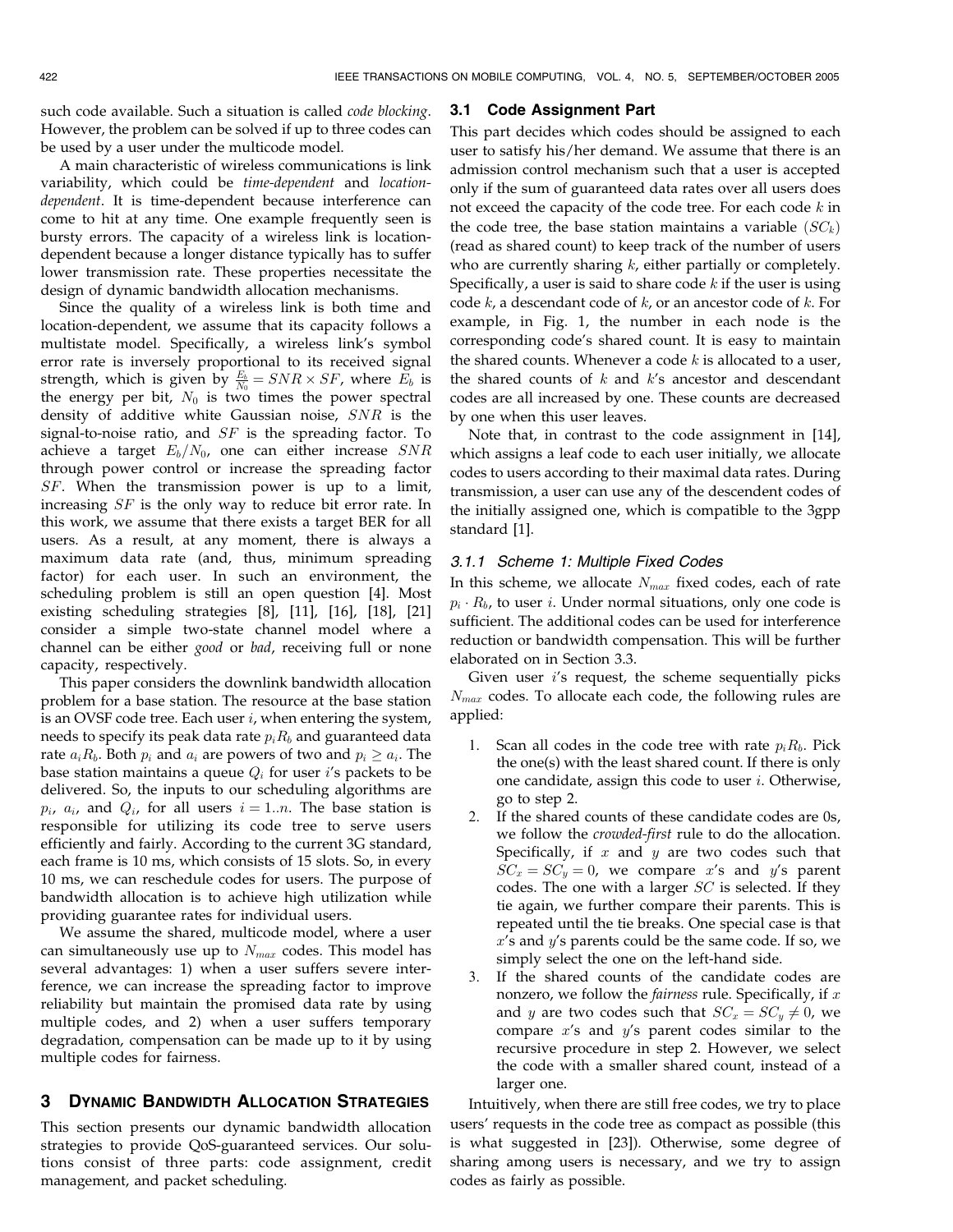such code available. Such a situation is called *code blocking*. However, the problem can be solved if up to three codes can be used by a user under the multicode model.

A main characteristic of wireless communications is link variability, which could be *time-dependent* and *location-dependent*. It is time-dependent because interference can come to hit at any time. One example frequently seen is bursty errors. The capacity of a wireless link is location-dependent because a longer distance typically has to suffer lower transmission rate. These properties necessitate the design of dynamic bandwidth allocation mechanisms.

Since the quality of a wireless link is both time and location-dependent, we assume that its capacity follows a multistate model. Specifically, a wireless link's symbol error rate is inversely proportional to its received signal strength, which is given by $\frac{E_b}{N_0} = SNR \times SF$, where $E_b$ is the energy per bit, $N_0$ is two times the power spectral density of additive white Gaussian noise, $SNR$ is the signal-to-noise ratio, and $SF$ is the spreading factor. To achieve a target $E_b/N_0$, one can either increase $SNR$ through power control or increase the spreading factor $SF$. When the transmission power is up to a limit, increasing $SF$ is the only way to reduce bit error rate. In this work, we assume that there exists a target BER for all users. As a result, at any moment, there is always a maximum data rate (and, thus, minimum spreading factor) for each user. In such an environment, the scheduling problem is still an open question [4]. Most existing scheduling strategies [8], [11], [16], [18], [21] consider a simple two-state channel model where a channel can be either *good* or *bad*, receiving full or none capacity, respectively.

This paper considers the downlink bandwidth allocation problem for a base station. The resource at the base station is an OVSF code tree. Each user $i$, when entering the system, needs to specify its peak data rate $p_i R_b$ and guaranteed data rate $a_i R_b$. Both $p_i$ and $a_i$ are powers of two and $p_i \geq a_i$. The base station maintains a queue $Q_i$ for user $i$'s packets to be delivered. So, the inputs to our scheduling algorithms are $p_i$, $a_i$, and $Q_i$, for all users $i = 1..n$. The base station is responsible for utilizing its code tree to serve users efficiently and fairly. According to the current 3G standard, each frame is 10 ms, which consists of 15 slots. So, in every 10 ms, we can reschedule codes for users. The purpose of bandwidth allocation is to achieve high utilization while providing guarantee rates for individual users.

We assume the shared, multicode model, where a user can simultaneously use up to $N_{max}$ codes. This model has several advantages: 1) when a user suffers severe interference, we can increase the spreading factor to improve reliability but maintain the promised data rate by using multiple codes, and 2) when a user suffers temporary degradation, compensation can be made up to it by using multiple codes for fairness.

## 3 Dynamic Bandwidth Allocation Strategies

This section presents our dynamic bandwidth allocation strategies to provide QoS-guaranteed services. Our solutions consist of three parts: code assignment, credit management, and packet scheduling.

### 3.1 Code Assignment Part

This part decides which codes should be assigned to each user to satisfy his/her demand. We assume that there is an admission control mechanism such that a user is accepted only if the sum of guaranteed data rates over all users does not exceed the capacity of the code tree. For each code $k$ in the code tree, the base station maintains a variable ($SC_k$) (read as shared count) to keep track of the number of users who are currently sharing $k$, either partially or completely. Specifically, a user is said to share code $k$ if the user is using code $k$, a descendant code of $k$, or an ancestor code of $k$. For example, in Fig. 1, the number in each node is the corresponding code's shared count. It is easy to maintain the shared counts. Whenever a code $k$ is allocated to a user, the shared counts of $k$ and $k$'s ancestor and descendant codes are all increased by one. These counts are decreased by one when this user leaves.

Note that, in contrast to the code assignment in [14], which assigns a leaf code to each user initially, we allocate codes to users according to their maximal data rates. During transmission, a user can use any of the descendent codes of the initially assigned one, which is compatible to the 3gpp standard [1].

#### 3.1.1 Scheme 1: Multiple Fixed Codes

In this scheme, we allocate $N_{max}$ fixed codes, each of rate $p_i \cdot R_b$, to user $i$. Under normal situations, only one code is sufficient. The additional codes can be used for interference reduction or bandwidth compensation. This will be further elaborated on in Section 3.3.

Given user $i$'s request, the scheme sequentially picks $N_{max}$ codes. To allocate each code, the following rules are applied:

1. Scan all codes in the code tree with rate $p_i R_b$. Pick the one(s) with the least shared count. If there is only one candidate, assign this code to user $i$. Otherwise, go to step 2.
2. If the shared counts of these candidate codes are 0s, we follow the *crowded-first* rule to do the allocation. Specifically, if $x$ and $y$ are two codes such that $SC_x = SC_y = 0$, we compare $x$'s and $y$'s parent codes. The one with a larger $SC$ is selected. If they tie again, we further compare their parents. This is repeated until the tie breaks. One special case is that $x$'s and $y$'s parents could be the same code. If so, we simply select the one on the left-hand side.
3. If the shared counts of the candidate codes are nonzero, we follow the *fairness* rule. Specifically, if $x$ and $y$ are two codes such that $SC_x = SC_y \neq 0$, we compare $x$'s and $y$'s parent codes similar to the recursive procedure in step 2. However, we select the code with a smaller shared count, instead of a larger one.

Intuitively, when there are still free codes, we try to place users' requests in the code tree as compact as possible (this is what suggested in [23]). Otherwise, some degree of sharing among users is necessary, and we try to assign codes as fairly as possible.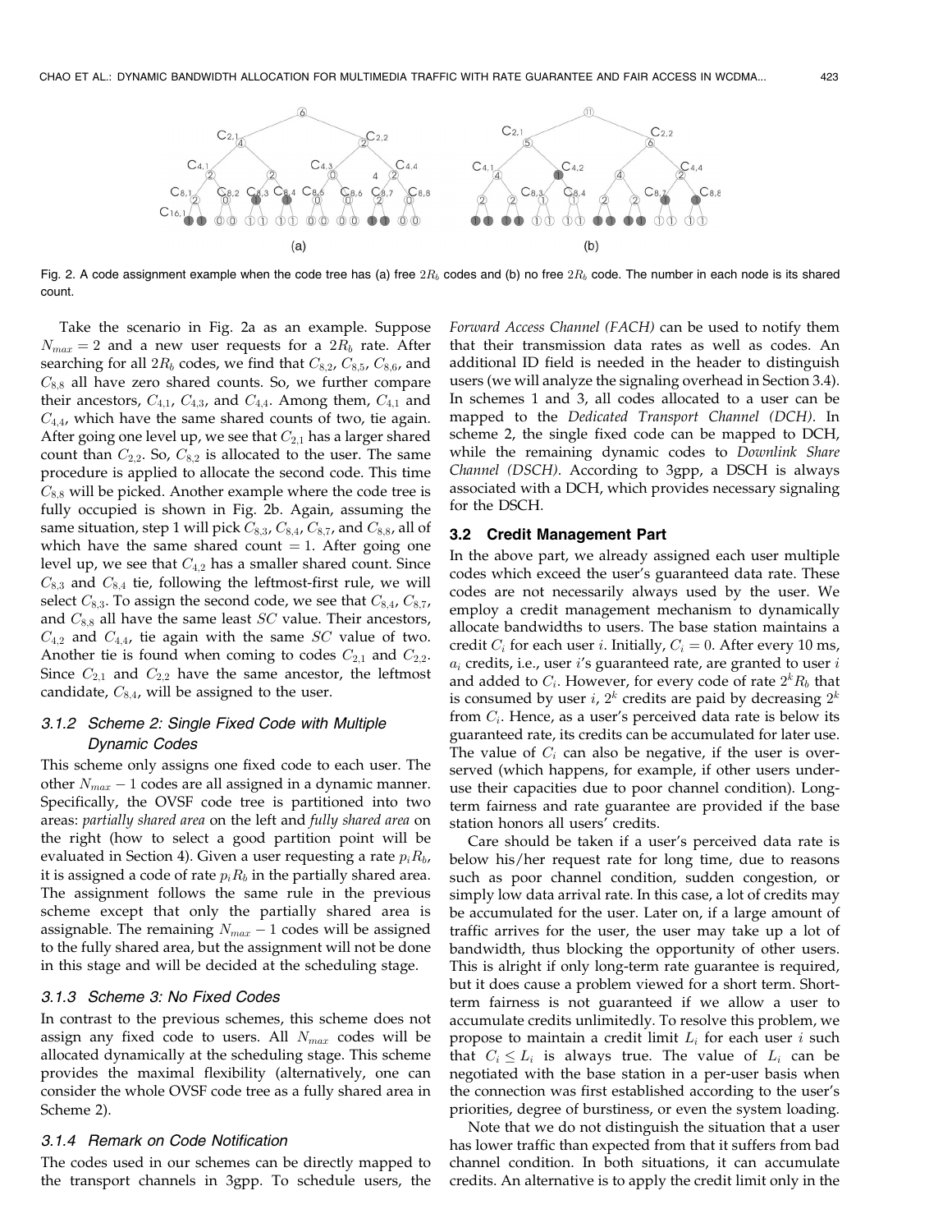Fig. 2. A code assignment example when the code tree has (a) free $2R_b$ codes and (b) no free $2R_b$ code. The number in each node is its shared count.

Take the scenario in Fig. 2a as an example. Suppose $N_{max} = 2$ and a new user requests for a $2R_b$ rate. After searching for all $2R_b$ codes, we find that $C_{8,2}$, $C_{8,5}$, $C_{8,6}$, and $C_{8,8}$ all have zero shared counts. So, we further compare their ancestors, $C_{4,1}$, $C_{4,3}$, and $C_{4,4}$. Among them, $C_{4,1}$ and $C_{4,4}$, which have the same shared counts of two, tie again. After going one level up, we see that $C_{2,1}$ has a larger shared count than $C_{2,2}$. So, $C_{8,2}$ is allocated to the user. The same procedure is applied to allocate the second code. This time $C_{8,8}$ will be picked. Another example where the code tree is fully occupied is shown in Fig. 2b. Again, assuming the same situation, step 1 will pick $C_{8,3}$, $C_{8,4}$, $C_{8,7}$, and $C_{8,8}$, all of which have the same shared count $= 1$. After going one level up, we see that $C_{4,2}$ has a smaller shared count. Since $C_{8,3}$ and $C_{8,4}$ tie, following the leftmost-first rule, we will select $C_{8,3}$. To assign the second code, we see that $C_{8,4}$, $C_{8,7}$, and $C_{8,8}$ all have the same least $SC$ value. Their ancestors, $C_{4,2}$ and $C_{4,4}$, tie again with the same $SC$ value of two. Another tie is found when coming to codes $C_{2,1}$ and $C_{2,2}$. Since $C_{2,1}$ and $C_{2,2}$ have the same ancestor, the leftmost candidate, $C_{8,4}$, will be assigned to the user.

### 3.1.2 Scheme 2: Single Fixed Code with Multiple Dynamic Codes

This scheme only assigns one fixed code to each user. The other $N_{max} - 1$ codes are all assigned in a dynamic manner. Specifically, the OVSF code tree is partitioned into two areas: *partially shared area* on the left and *fully shared area* on the right (how to select a good partition point will be evaluated in Section 4). Given a user requesting a rate $p_iR_b$, it is assigned a code of rate $p_iR_b$ in the partially shared area. The assignment follows the same rule in the previous scheme except that only the partially shared area is assignable. The remaining $N_{max} - 1$ codes will be assigned to the fully shared area, but the assignment will not be done in this stage and will be decided at the scheduling stage.

### 3.1.3 Scheme 3: No Fixed Codes

In contrast to the previous schemes, this scheme does not assign any fixed code to users. All $N_{max}$ codes will be allocated dynamically at the scheduling stage. This scheme provides the maximal flexibility (alternatively, one can consider the whole OVSF code tree as a fully shared area in Scheme 2).

### 3.1.4 Remark on Code Notification

The codes used in our schemes can be directly mapped to the transport channels in 3gpp. To schedule users, the *Forward Access Channel (FACH)* can be used to notify them that their transmission data rates as well as codes. An additional ID field is needed in the header to distinguish users (we will analyze the signaling overhead in Section 3.4). In schemes 1 and 3, all codes allocated to a user can be mapped to the *Dedicated Transport Channel (DCH)*. In scheme 2, the single fixed code can be mapped to DCH, while the remaining dynamic codes to *Downlink Share Channel (DSCH)*. According to 3gpp, a DSCH is always associated with a DCH, which provides necessary signaling for the DSCH.

## 3.2 Credit Management Part

In the above part, we already assigned each user multiple codes which exceed the user's guaranteed data rate. These codes are not necessarily always used by the user. We employ a credit management mechanism to dynamically allocate bandwidths to users. The base station maintains a credit $C_i$ for each user $i$. Initially, $C_i = 0$. After every 10 ms, $a_i$ credits, i.e., user $i$'s guaranteed rate, are granted to user $i$ and added to $C_i$. However, for every code of rate $2^kR_b$ that is consumed by user $i$, $2^k$ credits are paid by decreasing $2^k$ from $C_i$. Hence, as a user's perceived data rate is below its guaranteed rate, its credits can be accumulated for later use. The value of $C_i$ can also be negative, if the user is over-served (which happens, for example, if other users under-use their capacities due to poor channel condition). Long-term fairness and rate guarantee are provided if the base station honors all users' credits.

Care should be taken if a user's perceived data rate is below his/her request rate for long time, due to reasons such as poor channel condition, sudden congestion, or simply low data arrival rate. In this case, a lot of credits may be accumulated for the user. Later on, if a large amount of traffic arrives for the user, the user may take up a lot of bandwidth, thus blocking the opportunity of other users. This is alright if only long-term rate guarantee is required, but it does cause a problem viewed for a short term. Short-term fairness is not guaranteed if we allow a user to accumulate credits unlimitedly. To resolve this problem, we propose to maintain a credit limit $L_i$ for each user $i$ such that $C_i \leq L_i$ is always true. The value of $L_i$ can be negotiated with the base station in a per-user basis when the connection was first established according to the user's priorities, degree of burstiness, or even the system loading.

Note that we do not distinguish the situation that a user has lower traffic than expected from that it suffers from bad channel condition. In both situations, it can accumulate credits. An alternative is to apply the credit limit only in the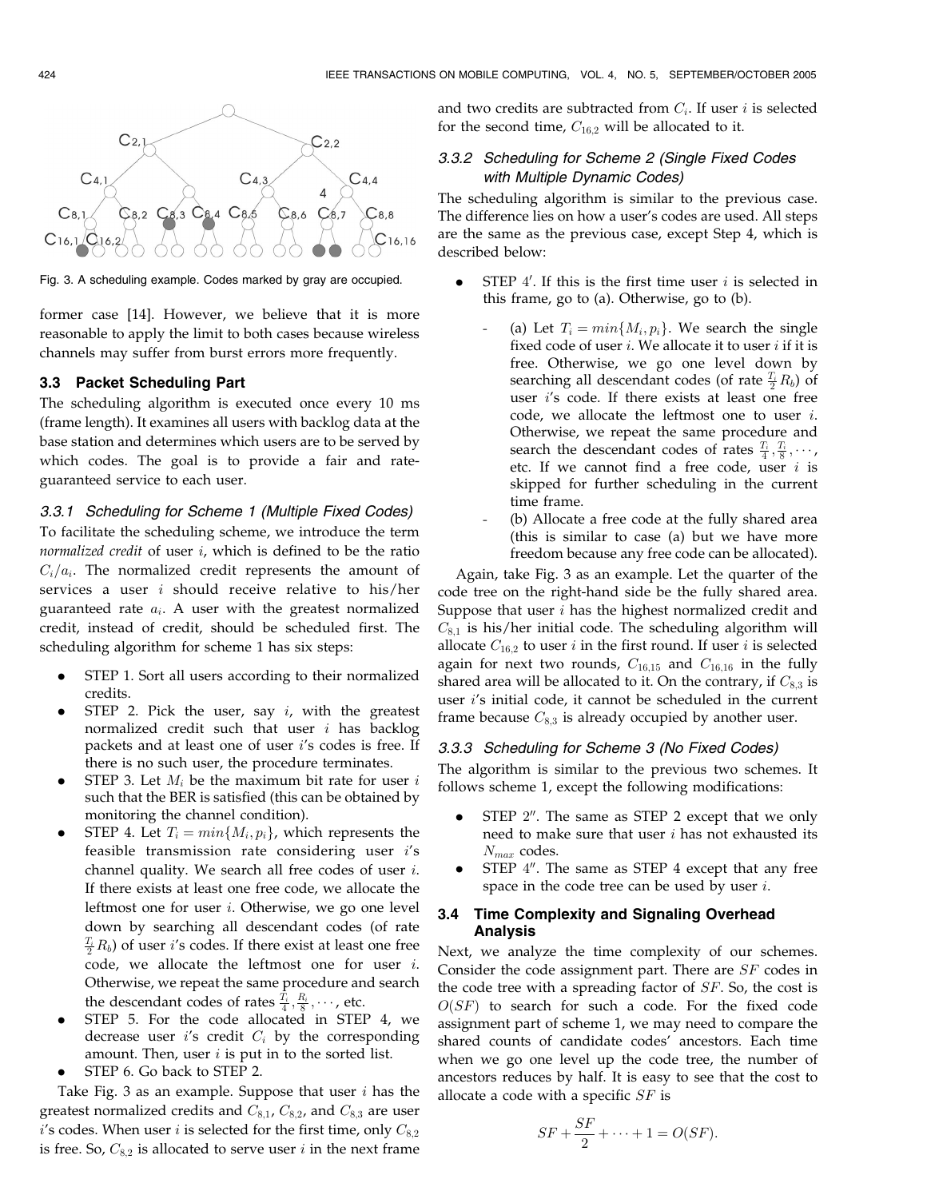Fig. 3. A scheduling example. Codes marked by gray are occupied.

former case [14]. However, we believe that it is more reasonable to apply the limit to both cases because wireless channels may suffer from burst errors more frequently.

### 3.3 Packet Scheduling Part

The scheduling algorithm is executed once every 10 ms (frame length). It examines all users with backlog data at the base station and determines which users are to be served by which codes. The goal is to provide a fair and rate-guaranteed service to each user.

#### 3.3.1 Scheduling for Scheme 1 (Multiple Fixed Codes)

To facilitate the scheduling scheme, we introduce the term *normalized credit* of user $i$, which is defined to be the ratio $C_i/a_i$. The normalized credit represents the amount of services a user $i$ should receive relative to his/her guaranteed rate $a_i$. A user with the greatest normalized credit, instead of credit, should be scheduled first. The scheduling algorithm for scheme 1 has six steps:

- STEP 1. Sort all users according to their normalized credits.
- STEP 2. Pick the user, say $i$, with the greatest normalized credit such that user $i$ has backlog packets and at least one of user $i$'s codes is free. If there is no such user, the procedure terminates.
- STEP 3. Let $M_i$ be the maximum bit rate for user $i$ such that the BER is satisfied (this can be obtained by monitoring the channel condition).
- STEP 4. Let $T_i = min\{M_i, p_i\}$, which represents the feasible transmission rate considering user $i$'s channel quality. We search all free codes of user $i$. If there exists at least one free code, we allocate the leftmost one for user $i$. Otherwise, we go one level down by searching all descendant codes (of rate $\frac{T_i}{2}R_b$) of user $i$'s codes. If there exist at least one free code, we allocate the leftmost one for user $i$. Otherwise, we repeat the same procedure and search the descendant codes of rates $\frac{T_i}{4}, \frac{R_i}{8}, \cdots$, etc.
- STEP 5. For the code allocated in STEP 4, we decrease user $i$'s credit $C_i$ by the corresponding amount. Then, user $i$ is put in to the sorted list.
- STEP 6. Go back to STEP 2.

Take Fig. 3 as an example. Suppose that user $i$ has the greatest normalized credits and $C_{8,1}$, $C_{8,2}$, and $C_{8,3}$ are user $i$'s codes. When user $i$ is selected for the first time, only $C_{8,2}$ is free. So, $C_{8,2}$ is allocated to serve user $i$ in the next frame and two credits are subtracted from $C_i$. If user $i$ is selected for the second time, $C_{16,2}$ will be allocated to it.

#### 3.3.2 Scheduling for Scheme 2 (Single Fixed Codes with Multiple Dynamic Codes)

The scheduling algorithm is similar to the previous case. The difference lies on how a user's codes are used. All steps are the same as the previous case, except Step 4, which is described below:

- STEP 4′. If this is the first time user $i$ is selected in this frame, go to (a). Otherwise, go to (b).
  - (a) Let $T_i = min\{M_i, p_i\}$. We search the single fixed code of user $i$. We allocate it to user $i$ if it is free. Otherwise, we go one level down by searching all descendant codes (of rate $\frac{T_i}{2}R_b$) of user $i$'s code. If there exists at least one free code, we allocate the leftmost one to user $i$. Otherwise, we repeat the same procedure and search the descendant codes of rates $\frac{T_i}{4}, \frac{T_i}{8}, \cdots$, etc. If we cannot find a free code, user $i$ is skipped for further scheduling in the current time frame.
  - (b) Allocate a free code at the fully shared area (this is similar to case (a) but we have more freedom because any free code can be allocated).

Again, take Fig. 3 as an example. Let the quarter of the code tree on the right-hand side be the fully shared area. Suppose that user $i$ has the highest normalized credit and $C_{8,1}$ is his/her initial code. The scheduling algorithm will allocate $C_{16,2}$ to user $i$ in the first round. If user $i$ is selected again for next two rounds, $C_{16,15}$ and $C_{16,16}$ in the fully shared area will be allocated to it. On the contrary, if $C_{8,3}$ is user $i$'s initial code, it cannot be scheduled in the current frame because $C_{8,3}$ is already occupied by another user.

#### 3.3.3 Scheduling for Scheme 3 (No Fixed Codes)

The algorithm is similar to the previous two schemes. It follows scheme 1, except the following modifications:

- STEP 2″. The same as STEP 2 except that we only need to make sure that user $i$ has not exhausted its $N_{max}$ codes.
- STEP 4″. The same as STEP 4 except that any free space in the code tree can be used by user $i$.

### 3.4 Time Complexity and Signaling Overhead Analysis

Next, we analyze the time complexity of our schemes. Consider the code assignment part. There are $SF$ codes in the code tree with a spreading factor of $SF$. So, the cost is $O(SF)$ to search for such a code. For the fixed code assignment part of scheme 1, we may need to compare the shared counts of candidate codes' ancestors. Each time when we go one level up the code tree, the number of ancestors reduces by half. It is easy to see that the cost to allocate a code with a specific $SF$ is

$$SF + \frac{SF}{2} + \cdots + 1 = O(SF).$$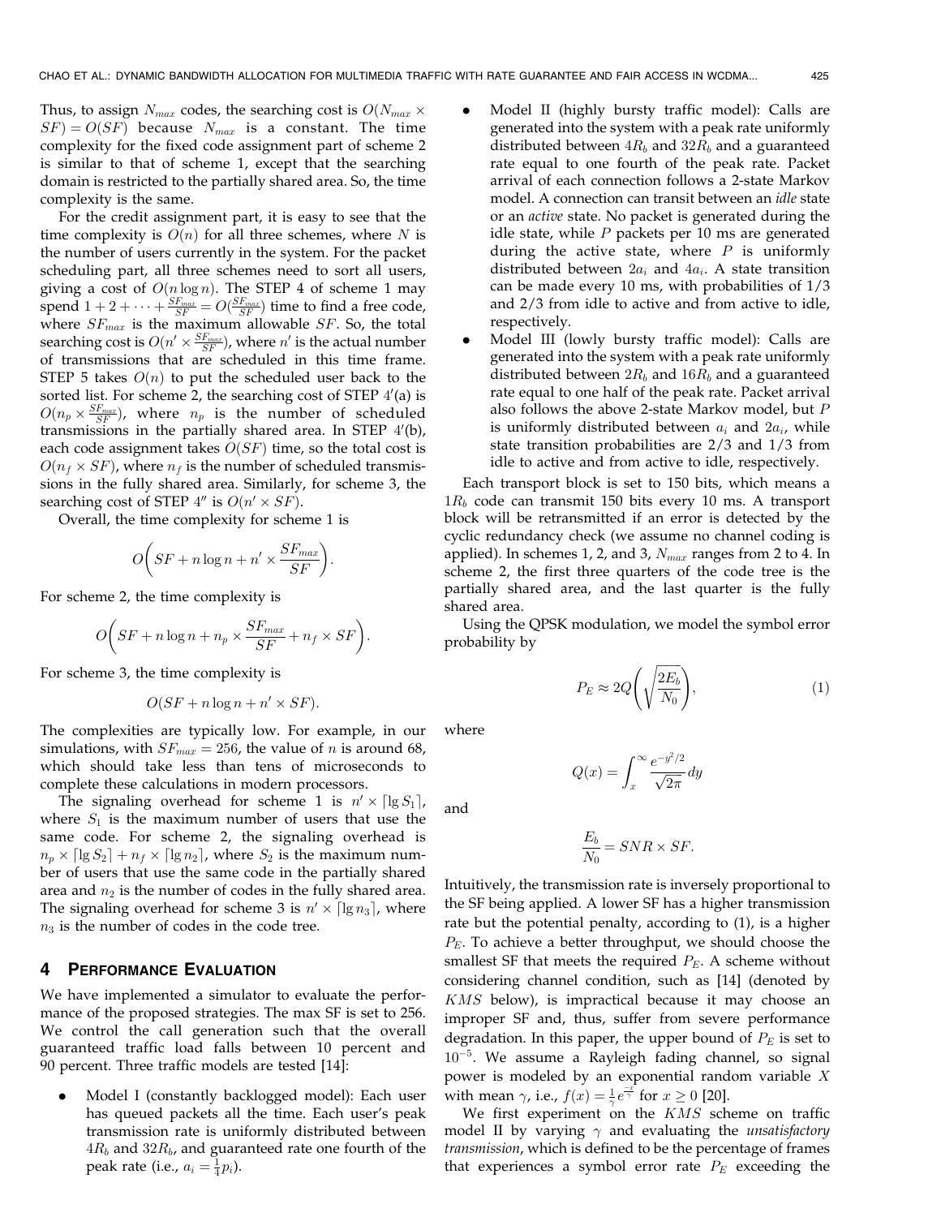Thus, to assign $N_{max}$ codes, the searching cost is $O(N_{max} \times SF) = O(SF)$ because $N_{max}$ is a constant. The time complexity for the fixed code assignment part of scheme 2 is similar to that of scheme 1, except that the searching domain is restricted to the partially shared area. So, the time complexity is the same.

For the credit assignment part, it is easy to see that the time complexity is $O(n)$ for all three schemes, where $N$ is the number of users currently in the system. For the packet scheduling part, all three schemes need to sort all users, giving a cost of $O(n \log n)$. The STEP 4 of scheme 1 may spend $1 + 2 + \cdots + \frac{SF_{max}}{SF} = O(\frac{SF_{max}}{SF})$ time to find a free code, where $SF_{max}$ is the maximum allowable $SF$. So, the total searching cost is $O(n' \times \frac{SF_{max}}{SF})$, where $n'$ is the actual number of transmissions that are scheduled in this time frame. STEP 5 takes $O(n)$ to put the scheduled user back to the sorted list. For scheme 2, the searching cost of STEP 4′(a) is $O(n_p \times \frac{SF_{max}}{SF})$, where $n_p$ is the number of scheduled transmissions in the partially shared area. In STEP 4′(b), each code assignment takes $O(SF)$ time, so the total cost is $O(n_f \times SF)$, where $n_f$ is the number of scheduled transmissions in the fully shared area. Similarly, for scheme 3, the searching cost of STEP 4″ is $O(n' \times SF)$.

Overall, the time complexity for scheme 1 is

$$O\left(SF + n \log n + n' \times \frac{SF_{max}}{SF}\right).$$

For scheme 2, the time complexity is

$$O\left(SF + n \log n + n_p \times \frac{SF_{max}}{SF} + n_f \times SF\right).$$

For scheme 3, the time complexity is

$$O(SF + n \log n + n' \times SF).$$

The complexities are typically low. For example, in our simulations, with $SF_{max} = 256$, the value of $n$ is around 68, which should take less than tens of microseconds to complete these calculations in modern processors.

The signaling overhead for scheme 1 is $n' \times \lceil \lg S_1 \rceil$, where $S_1$ is the maximum number of users that use the same code. For scheme 2, the signaling overhead is $n_p \times \lceil \lg S_2 \rceil + n_f \times \lceil \lg n_2 \rceil$, where $S_2$ is the maximum number of users that use the same code in the partially shared area and $n_2$ is the number of codes in the fully shared area. The signaling overhead for scheme 3 is $n' \times \lceil \lg n_3 \rceil$, where $n_3$ is the number of codes in the code tree.

## 4 Performance Evaluation

We have implemented a simulator to evaluate the performance of the proposed strategies. The max SF is set to 256. We control the call generation such that the overall guaranteed traffic load falls between 10 percent and 90 percent. Three traffic models are tested [14]:

- Model I (constantly backlogged model): Each user has queued packets all the time. Each user's peak transmission rate is uniformly distributed between $4R_b$ and $32R_b$, and guaranteed rate one fourth of the peak rate (i.e., $a_i = \frac{1}{4}p_i$).
- Model II (highly bursty traffic model): Calls are generated into the system with a peak rate uniformly distributed between $4R_b$ and $32R_b$ and a guaranteed rate equal to one fourth of the peak rate. Packet arrival of each connection follows a 2-state Markov model. A connection can transit between an *idle* state or an *active* state. No packet is generated during the idle state, while $P$ packets per 10 ms are generated during the active state, where $P$ is uniformly distributed between $2a_i$ and $4a_i$. A state transition can be made every 10 ms, with probabilities of 1/3 and 2/3 from idle to active and from active to idle, respectively.
- Model III (lowly bursty traffic model): Calls are generated into the system with a peak rate uniformly distributed between $2R_b$ and $16R_b$ and a guaranteed rate equal to one half of the peak rate. Packet arrival also follows the above 2-state Markov model, but $P$ is uniformly distributed between $a_i$ and $2a_i$, while state transition probabilities are 2/3 and 1/3 from idle to active and from active to idle, respectively.

Each transport block is set to 150 bits, which means a $1R_b$ code can transmit 150 bits every 10 ms. A transport block will be retransmitted if an error is detected by the cyclic redundancy check (we assume no channel coding is applied). In schemes 1, 2, and 3, $N_{max}$ ranges from 2 to 4. In scheme 2, the first three quarters of the code tree is the partially shared area, and the last quarter is the fully shared area.

Using the QPSK modulation, we model the symbol error probability by

$$P_E \approx 2Q\left(\sqrt{\frac{2E_b}{N_0}}\right), \tag{1}$$

where

$$Q(x) = \int_x^\infty \frac{e^{-y^2/2}}{\sqrt{2\pi}} dy$$

and

$$\frac{E_b}{N_0} = SNR \times SF.$$

Intuitively, the transmission rate is inversely proportional to the SF being applied. A lower SF has a higher transmission rate but the potential penalty, according to (1), is a higher $P_E$. To achieve a better throughput, we should choose the smallest SF that meets the required $P_E$. A scheme without considering channel condition, such as [14] (denoted by $KMS$ below), is impractical because it may choose an improper SF and, thus, suffer from severe performance degradation. In this paper, the upper bound of $P_E$ is set to $10^{-5}$. We assume a Rayleigh fading channel, so signal power is modeled by an exponential random variable $X$ with mean $\gamma$, i.e., $f(x) = \frac{1}{\gamma} e^{\frac{-x}{\gamma}}$ for $x \geq 0$ [20].

We first experiment on the $KMS$ scheme on traffic model II by varying $\gamma$ and evaluating the *unsatisfactory transmission*, which is defined to be the percentage of frames that experiences a symbol error rate $P_E$ exceeding the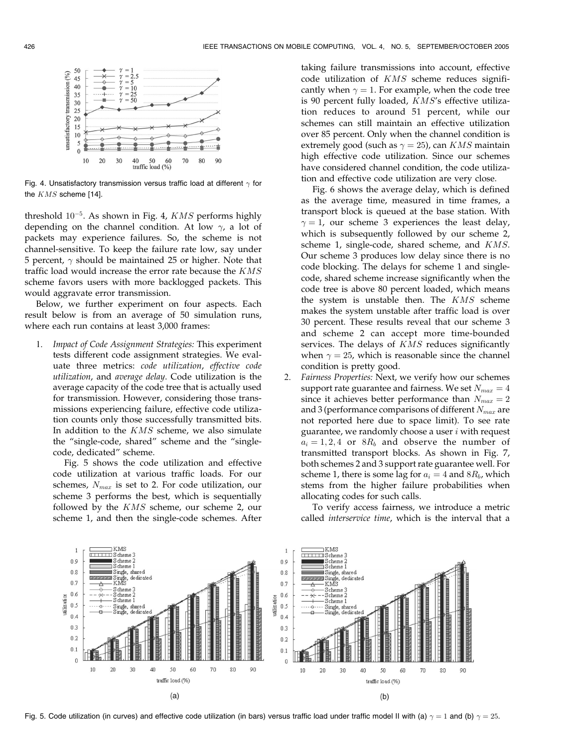Fig. 4. Unsatisfactory transmission versus traffic load at different $\gamma$ for the $KMS$ scheme [14].

threshold $10^{-5}$. As shown in Fig. 4, $KMS$ performs highly depending on the channel condition. At low $\gamma$, a lot of packets may experience failures. So, the scheme is not channel-sensitive. To keep the failure rate low, say under 5 percent, $\gamma$ should be maintained 25 or higher. Note that traffic load would increase the error rate because the $KMS$ scheme favors users with more backlogged packets. This would aggravate error transmission.

Below, we further experiment on four aspects. Each result below is from an average of 50 simulation runs, where each run contains at least 3,000 frames:

1. *Impact of Code Assignment Strategies:* This experiment tests different code assignment strategies. We evaluate three metrics: *code utilization*, *effective code utilization*, and *average delay*. Code utilization is the average capacity of the code tree that is actually used for transmission. However, considering those transmissions experiencing failure, effective code utilization counts only those successfully transmitted bits. In addition to the $KMS$ scheme, we also simulate the "single-code, shared" scheme and the "single-code, dedicated" scheme.

   Fig. 5 shows the code utilization and effective code utilization at various traffic loads. For our schemes, $N_{max}$ is set to 2. For code utilization, our scheme 3 performs the best, which is sequentially followed by the $KMS$ scheme, our scheme 2, our scheme 1, and then the single-code schemes. After taking failure transmissions into account, effective code utilization of $KMS$ scheme reduces significantly when $\gamma = 1$. For example, when the code tree is 90 percent fully loaded, $KMS$'s effective utilization reduces to around 51 percent, while our schemes can still maintain an effective utilization over 85 percent. Only when the channel condition is extremely good (such as $\gamma = 25$), can $KMS$ maintain high effective code utilization. Since our schemes have considered channel condition, the code utilization and effective code utilization are very close.

   Fig. 6 shows the average delay, which is defined as the average time, measured in time frames, a transport block is queued at the base station. With $\gamma = 1$, our scheme 3 experiences the least delay, which is subsequently followed by our scheme 2, scheme 1, single-code, shared scheme, and $KMS$. Our scheme 3 produces low delay since there is no code blocking. The delays for scheme 1 and single-code, shared scheme increase significantly when the code tree is above 80 percent loaded, which means the system is unstable then. The $KMS$ scheme makes the system unstable after traffic load is over 30 percent. These results reveal that our scheme 3 and scheme 2 can accept more time-bounded services. The delays of $KMS$ reduces significantly when $\gamma = 25$, which is reasonable since the channel condition is pretty good.

2. *Fairness Properties:* Next, we verify how our schemes support rate guarantee and fairness. We set $N_{max} = 4$ since it achieves better performance than $N_{max} = 2$ and 3 (performance comparisons of different $N_{max}$ are not reported here due to space limit). To see rate guarantee, we randomly choose a user $i$ with request $a_i = 1, 2, 4$ or $8R_b$ and observe the number of transmitted transport blocks. As shown in Fig. 7, both schemes 2 and 3 support rate guarantee well. For scheme 1, there is some lag for $a_i = 4$ and $8R_b$, which stems from the higher failure probabilities when allocating codes for such calls.

   To verify access fairness, we introduce a metric called *interservice time*, which is the interval that a

Fig. 5. Code utilization (in curves) and effective code utilization (in bars) versus traffic load under traffic model II with (a) $\gamma = 1$ and (b) $\gamma = 25$.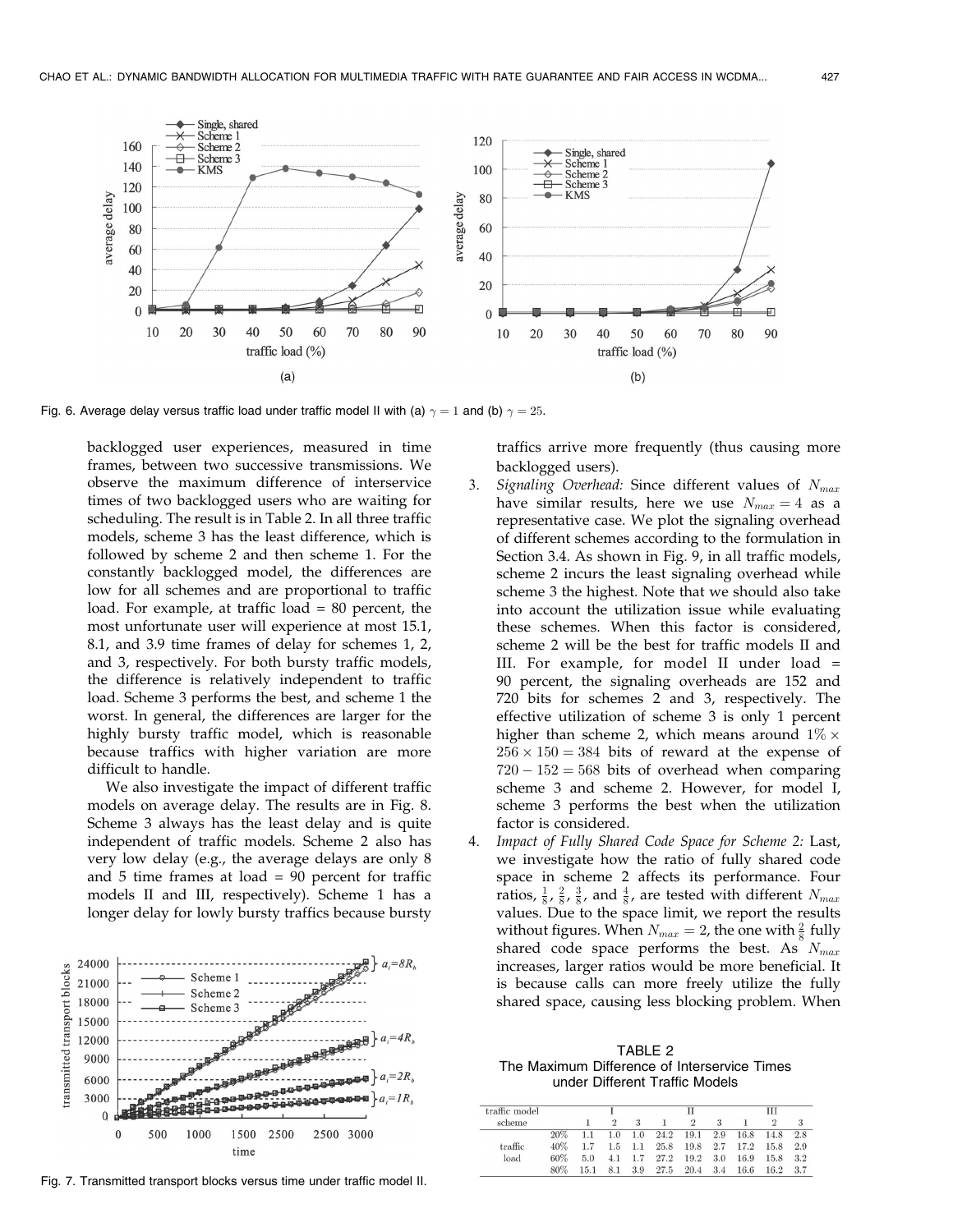Fig. 6. Average delay versus traffic load under traffic model II with (a) $\gamma = 1$ and (b) $\gamma = 25$.

backlogged user experiences, measured in time frames, between two successive transmissions. We observe the maximum difference of interservice times of two backlogged users who are waiting for scheduling. The result is in Table 2. In all three traffic models, scheme 3 has the least difference, which is followed by scheme 2 and then scheme 1. For the constantly backlogged model, the differences are low for all schemes and are proportional to traffic load. For example, at traffic load = 80 percent, the most unfortunate user will experience at most 15.1, 8.1, and 3.9 time frames of delay for schemes 1, 2, and 3, respectively. For both bursty traffic models, the difference is relatively independent to traffic load. Scheme 3 performs the best, and scheme 1 the worst. In general, the differences are larger for the highly bursty traffic model, which is reasonable because traffics with higher variation are more difficult to handle.

We also investigate the impact of different traffic models on average delay. The results are in Fig. 8. Scheme 3 always has the least delay and is quite independent of traffic models. Scheme 2 also has very low delay (e.g., the average delays are only 8 and 5 time frames at load = 90 percent for traffic models II and III, respectively). Scheme 1 has a longer delay for lowly bursty traffics because bursty traffics arrive more frequently (thus causing more backlogged users).

3. *Signaling Overhead:* Since different values of $N_{max}$ have similar results, here we use $N_{max} = 4$ as a representative case. We plot the signaling overhead of different schemes according to the formulation in Section 3.4. As shown in Fig. 9, in all traffic models, scheme 2 incurs the least signaling overhead while scheme 3 the highest. Note that we should also take into account the utilization issue while evaluating these schemes. When this factor is considered, scheme 2 will be the best for traffic models II and III. For example, for model II under load = 90 percent, the signaling overheads are 152 and 720 bits for schemes 2 and 3, respectively. The effective utilization of scheme 3 is only 1 percent higher than scheme 2, which means around $1\% \times 256 \times 150 = 384$ bits of reward at the expense of $720 - 152 = 568$ bits of overhead when comparing scheme 3 and scheme 2. However, for model I, scheme 3 performs the best when the utilization factor is considered.
4. *Impact of Fully Shared Code Space for Scheme 2:* Last, we investigate how the ratio of fully shared code space in scheme 2 affects its performance. Four ratios, $\frac{1}{8}$, $\frac{2}{8}$, $\frac{3}{8}$, and $\frac{4}{8}$, are tested with different $N_{max}$ values. Due to the space limit, we report the results without figures. When $N_{max} = 2$, the one with $\frac{2}{8}$ fully shared code space performs the best. As $N_{max}$ increases, larger ratios would be more beneficial. It is because calls can more freely utilize the fully shared space, causing less blocking problem. When

Fig. 7. Transmitted transport blocks versus time under traffic model II.

TABLE 2
The Maximum Difference of Interservice Times under Different Traffic Models

| traffic model | | I | | | II | | | III | | |
|---|---|---|---|---|---|---|---|---|---|---|
| scheme | | 1 | 2 | 3 | 1 | 2 | 3 | 1 | 2 | 3 |
| traffic load | 20% | 1.1 | 1.0 | 1.0 | 24.2 | 19.1 | 2.9 | 16.8 | 14.8 | 2.8 |
| | 40% | 1.7 | 1.5 | 1.1 | 25.8 | 19.8 | 2.7 | 17.2 | 15.8 | 2.9 |
| | 60% | 5.0 | 4.1 | 1.7 | 27.2 | 19.2 | 3.0 | 16.9 | 15.8 | 3.2 |
| | 80% | 15.1 | 8.1 | 3.9 | 27.5 | 20.4 | 3.4 | 16.6 | 16.2 | 3.7 |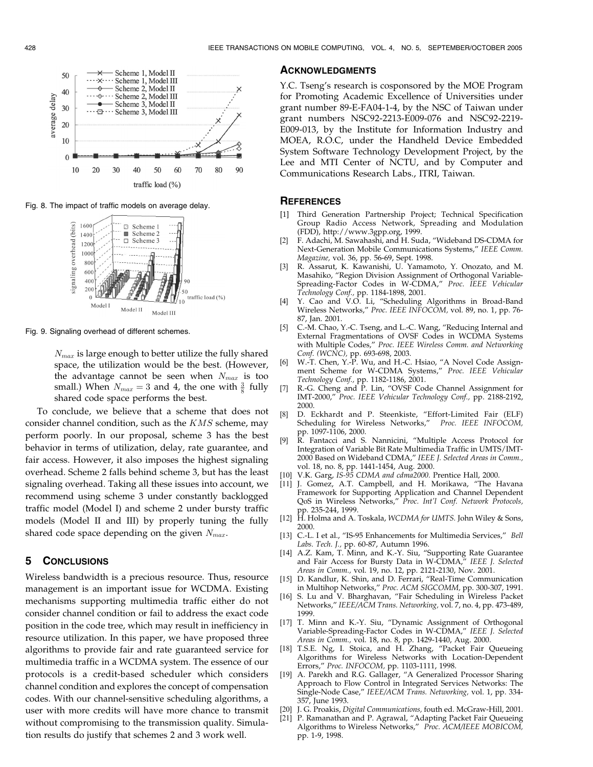Fig. 8. The impact of traffic models on average delay.

Fig. 9. Signaling overhead of different schemes.

$N_{max}$ is large enough to better utilize the fully shared space, the utilization would be the best. (However, the advantage cannot be seen when $N_{max}$ is too small.) When $N_{max} = 3$ and 4, the one with $\frac{3}{8}$ fully shared code space performs the best.

To conclude, we believe that a scheme that does not consider channel condition, such as the $KMS$ scheme, may perform poorly. In our proposal, scheme 3 has the best behavior in terms of utilization, delay, rate guarantee, and fair access. However, it also imposes the highest signaling overhead. Scheme 2 falls behind scheme 3, but has the least signaling overhead. Taking all these issues into account, we recommend using scheme 3 under constantly backlogged traffic model (Model I) and scheme 2 under bursty traffic models (Model II and III) by properly tuning the fully shared code space depending on the given $N_{max}$.

## 5 Conclusions

Wireless bandwidth is a precious resource. Thus, resource management is an important issue for WCDMA. Existing mechanisms supporting multimedia traffic either do not consider channel condition or fail to address the exact code position in the code tree, which may result in inefficiency in resource utilization. In this paper, we have proposed three algorithms to provide fair and rate guaranteed service for multimedia traffic in a WCDMA system. The essence of our protocols is a credit-based scheduler which considers channel condition and explores the concept of compensation codes. With our channel-sensitive scheduling algorithms, a user with more credits will have more chance to transmit without compromising to the transmission quality. Simulation results do justify that schemes 2 and 3 work well.

## Acknowledgments

Y.C. Tseng's research is cosponsored by the MOE Program for Promoting Academic Excellence of Universities under grant number 89-E-FA04-1-4, by the NSC of Taiwan under grant numbers NSC92-2213-E009-076 and NSC92-2219-E009-013, by the Institute for Information Industry and MOEA, R.O.C, under the Handheld Device Embedded System Software Technology Development Project, by the Lee and MTI Center of NCTU, and by Computer and Communications Research Labs., ITRI, Taiwan.

## References

[1] Third Generation Partnership Project; Technical Specification Group Radio Access Network, Spreading and Modulation (FDD), http://www.3gpp.org, 1999.

[2] F. Adachi, M. Sawahashi, and H. Suda, "Wideband DS-CDMA for Next-Generation Mobile Communications Systems," *IEEE Comm. Magazine,* vol. 36, pp. 56-69, Sept. 1998.

[3] R. Assarut, K. Kawanishi, U. Yamamoto, Y. Onozato, and M. Masahiko, "Region Division Assignment of Orthogonal Variable-Spreading-Factor Codes in W-CDMA," *Proc. IEEE Vehicular Technology Conf.,* pp. 1184-1898, 2001.

[4] Y. Cao and V.O. Li, "Scheduling Algorithms in Broad-Band Wireless Networks," *Proc. IEEE INFOCOM,* vol. 89, no. 1, pp. 76-87, Jan. 2001.

[5] C.-M. Chao, Y.-C. Tseng, and L.-C. Wang, "Reducing Internal and External Fragmentations of OVSF Codes in WCDMA Systems with Multiple Codes," *Proc. IEEE Wireless Comm. and Networking Conf. (WCNC),* pp. 693-698, 2003.

[6] W.-T. Chen, Y.-P. Wu, and H.-C. Hsiao, "A Novel Code Assignment Scheme for W-CDMA Systems," *Proc. IEEE Vehicular Technology Conf.,* pp. 1182-1186, 2001.

[7] R.-G. Cheng and P. Lin, "OVSF Code Channel Assignment for IMT-2000," *Proc. IEEE Vehicular Technology Conf.,* pp. 2188-2192, 2000.

[8] D. Eckhardt and P. Steenkiste, "Effort-Limited Fair (ELF) Scheduling for Wireless Networks," *Proc. IEEE INFOCOM,* pp. 1097-1106, 2000.

[9] R. Fantacci and S. Nannicini, "Multiple Access Protocol for Integration of Variable Bit Rate Multimedia Traffic in UMTS/IMT-2000 Based on Wideband CDMA," *IEEE J. Selected Areas in Comm.,* vol. 18, no. 8, pp. 1441-1454, Aug. 2000.

[10] V.K. Garg, *IS-95 CDMA and cdma2000.* Prentice Hall, 2000.

[11] J. Gomez, A.T. Campbell, and H. Morikawa, "The Havana Framework for Supporting Application and Channel Dependent QoS in Wireless Networks," *Proc. Int'l Conf. Network Protocols,* pp. 235-244, 1999.

[12] H. Holma and A. Toskala, *WCDMA for UMTS.* John Wiley & Sons, 2000.

[13] C.-L. I et al., "IS-95 Enhancements for Multimedia Services," *Bell Labs. Tech. J.,* pp. 60-87, Autumn 1996.

[14] A.Z. Kam, T. Minn, and K.-Y. Siu, "Supporting Rate Guarantee and Fair Access for Bursty Data in W-CDMA," *IEEE J. Selected Areas in Comm.,* vol. 19, no. 12, pp. 2121-2130, Nov. 2001.

[15] D. Kandlur, K. Shin, and D. Ferrari, "Real-Time Communication in Multihop Networks," *Proc. ACM SIGCOMM,* pp. 300-307, 1991.

[16] S. Lu and V. Bharghavan, "Fair Scheduling in Wireless Packet Networks," *IEEE/ACM Trans. Networking,* vol. 7, no. 4, pp. 473-489, 1999.

[17] T. Minn and K.-Y. Siu, "Dynamic Assignment of Orthogonal Variable-Spreading-Factor Codes in W-CDMA," *IEEE J. Selected Areas in Comm.,* vol. 18, no. 8, pp. 1429-1440, Aug. 2000.

[18] T.S.E. Ng, I. Stoica, and H. Zhang, "Packet Fair Queueing Algorithms for Wireless Networks with Location-Dependent Errors," *Proc. INFOCOM,* pp. 1103-1111, 1998.

[19] A. Parekh and R.G. Gallager, "A Generalized Processor Sharing Approach to Flow Control in Integrated Services Networks: The Single-Node Case," *IEEE/ACM Trans. Networking,* vol. 1, pp. 334-357, June 1993.

[20] J. G. Proakis, *Digital Communications,* fouth ed. McGraw-Hill, 2001.

[21] P. Ramanathan and P. Agrawal, "Adapting Packet Fair Queueing Algorithms to Wireless Networks," *Proc. ACM/IEEE MOBICOM,* pp. 1-9, 1998.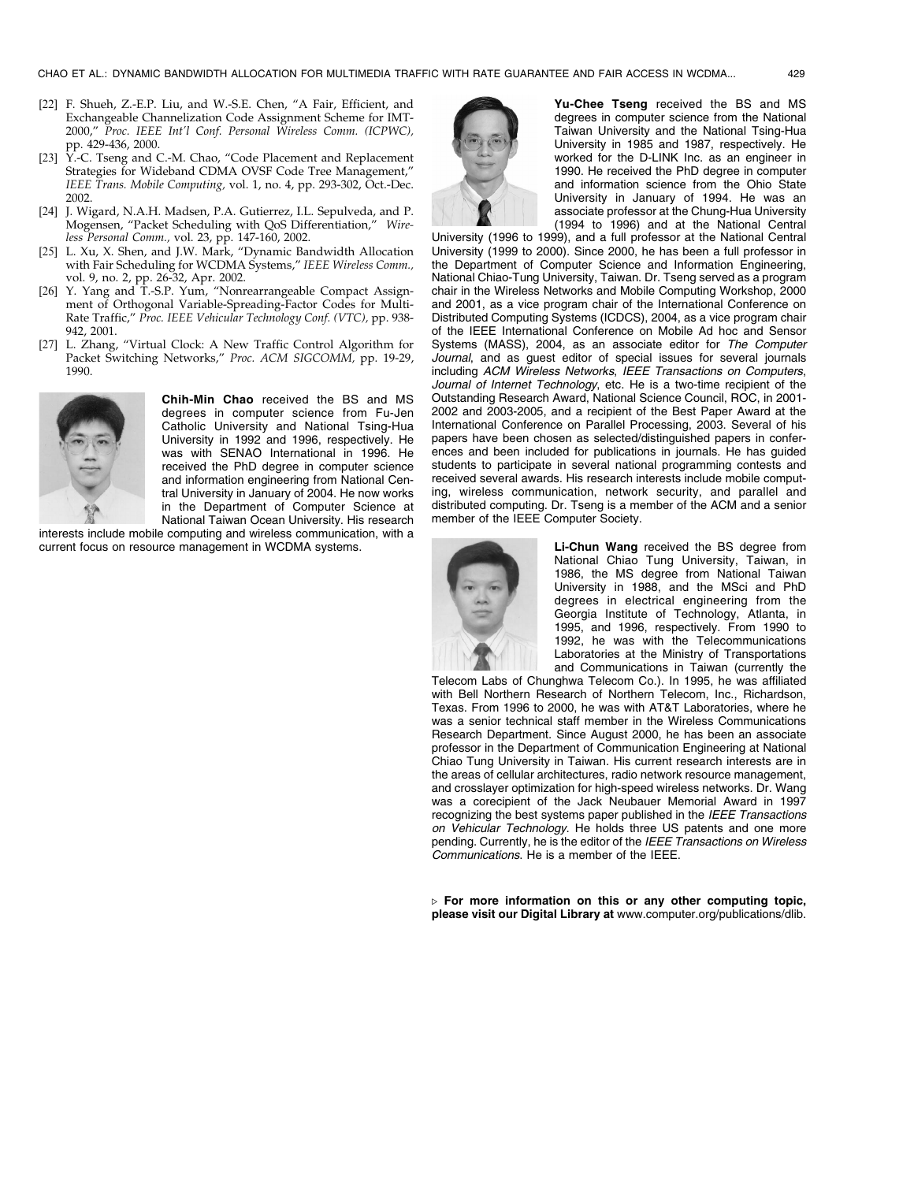[22] F. Shueh, Z.-E.P. Liu, and W.-S.E. Chen, "A Fair, Efficient, and Exchangeable Channelization Code Assignment Scheme for IMT-2000," *Proc. IEEE Int'l Conf. Personal Wireless Comm. (ICPWC)*, pp. 429-436, 2000.

[23] Y.-C. Tseng and C.-M. Chao, "Code Placement and Replacement Strategies for Wideband CDMA OVSF Code Tree Management," *IEEE Trans. Mobile Computing*, vol. 1, no. 4, pp. 293-302, Oct.-Dec. 2002.

[24] J. Wigard, N.A.H. Madsen, P.A. Gutierrez, I.L. Sepulveda, and P. Mogensen, "Packet Scheduling with QoS Differentiation," *Wireless Personal Comm.*, vol. 23, pp. 147-160, 2002.

[25] L. Xu, X. Shen, and J.W. Mark, "Dynamic Bandwidth Allocation with Fair Scheduling for WCDMA Systems," *IEEE Wireless Comm.*, vol. 9, no. 2, pp. 26-32, Apr. 2002.

[26] Y. Yang and T.-S.P. Yum, "Nonrearrangeable Compact Assignment of Orthogonal Variable-Spreading-Factor Codes for Multi-Rate Traffic," *Proc. IEEE Vehicular Technology Conf. (VTC)*, pp. 938-942, 2001.

[27] L. Zhang, "Virtual Clock: A New Traffic Control Algorithm for Packet Switching Networks," *Proc. ACM SIGCOMM*, pp. 19-29, 1990.

**Chih-Min Chao** received the BS and MS degrees in computer science from Fu-Jen Catholic University and National Tsing-Hua University in 1992 and 1996, respectively. He was with SENAO International in 1996. He received the PhD degree in computer science and information engineering from National Central University in January of 2004. He now works in the Department of Computer Science at National Taiwan Ocean University. His research interests include mobile computing and wireless communication, with a current focus on resource management in WCDMA systems.

**Yu-Chee Tseng** received the BS and MS degrees in computer science from the National Taiwan University and the National Tsing-Hua University in 1985 and 1987, respectively. He worked for the D-LINK Inc. as an engineer in 1990. He received the PhD degree in computer and information science from the Ohio State University in January of 1994. He was an associate professor at the Chung-Hua University (1994 to 1996) and at the National Central University (1996 to 1999), and a full professor at the National Central University (1999 to 2000). Since 2000, he has been a full professor in the Department of Computer Science and Information Engineering, National Chiao-Tung University, Taiwan. Dr. Tseng served as a program chair in the Wireless Networks and Mobile Computing Workshop, 2000 and 2001, as a vice program chair of the International Conference on Distributed Computing Systems (ICDCS), 2004, as a vice program chair of the IEEE International Conference on Mobile Ad hoc and Sensor Systems (MASS), 2004, as an associate editor for *The Computer Journal*, and as guest editor of special issues for several journals including *ACM Wireless Networks*, *IEEE Transactions on Computers*, *Journal of Internet Technology*, etc. He is a two-time recipient of the Outstanding Research Award, National Science Council, ROC, in 2001-2002 and 2003-2005, and a recipient of the Best Paper Award at the International Conference on Parallel Processing, 2003. Several of his papers have been chosen as selected/distinguished papers in conferences and been included for publications in journals. He has guided students to participate in several national programming contests and received several awards. His research interests include mobile computing, wireless communication, network security, and parallel and distributed computing. Dr. Tseng is a member of the ACM and a senior member of the IEEE Computer Society.

**Li-Chun Wang** received the BS degree from National Chiao Tung University, Taiwan, in 1986, the MS degree from National Taiwan University in 1988, and the MSci and PhD degrees in electrical engineering from the Georgia Institute of Technology, Atlanta, in 1995, and 1996, respectively. From 1990 to 1992, he was with the Telecommunications Laboratories at the Ministry of Transportations and Communications in Taiwan (currently the Telecom Labs of Chunghwa Telecom Co.). In 1995, he was affiliated with Bell Northern Research of Northern Telecom, Inc., Richardson, Texas. From 1996 to 2000, he was with AT&T Laboratories, where he was a senior technical staff member in the Wireless Communications Research Department. Since August 2000, he has been an associate professor in the Department of Communication Engineering at National Chiao Tung University in Taiwan. His current research interests are in the areas of cellular architectures, radio network resource management, and crosslayer optimization for high-speed wireless networks. Dr. Wang was a corecipient of the Jack Neubauer Memorial Award in 1997 recognizing the best systems paper published in the *IEEE Transactions on Vehicular Technology*. He holds three US patents and one more pending. Currently, he is the editor of the *IEEE Transactions on Wireless Communications*. He is a member of the IEEE.

▷ **For more information on this or any other computing topic, please visit our Digital Library at** www.computer.org/publications/dlib.